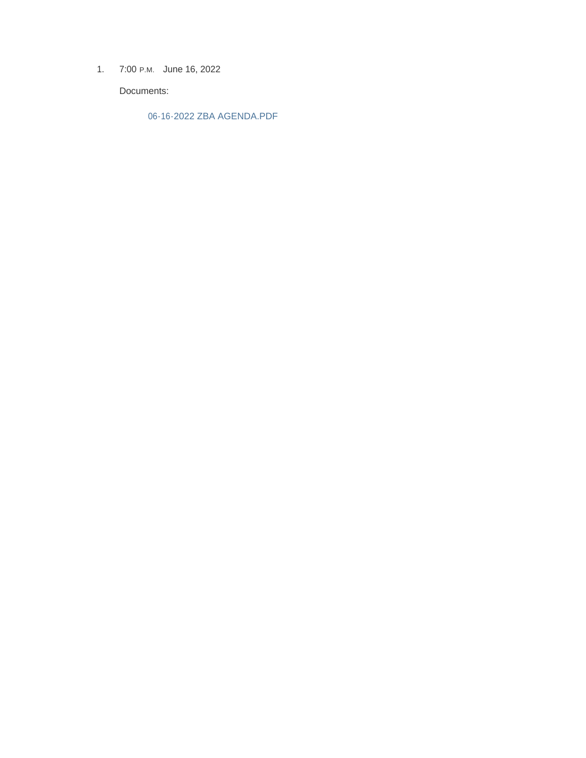1. 7:00 P.M. June 16, 2022

   Documents:

   06-16-2022 ZBA AGENDA.PDF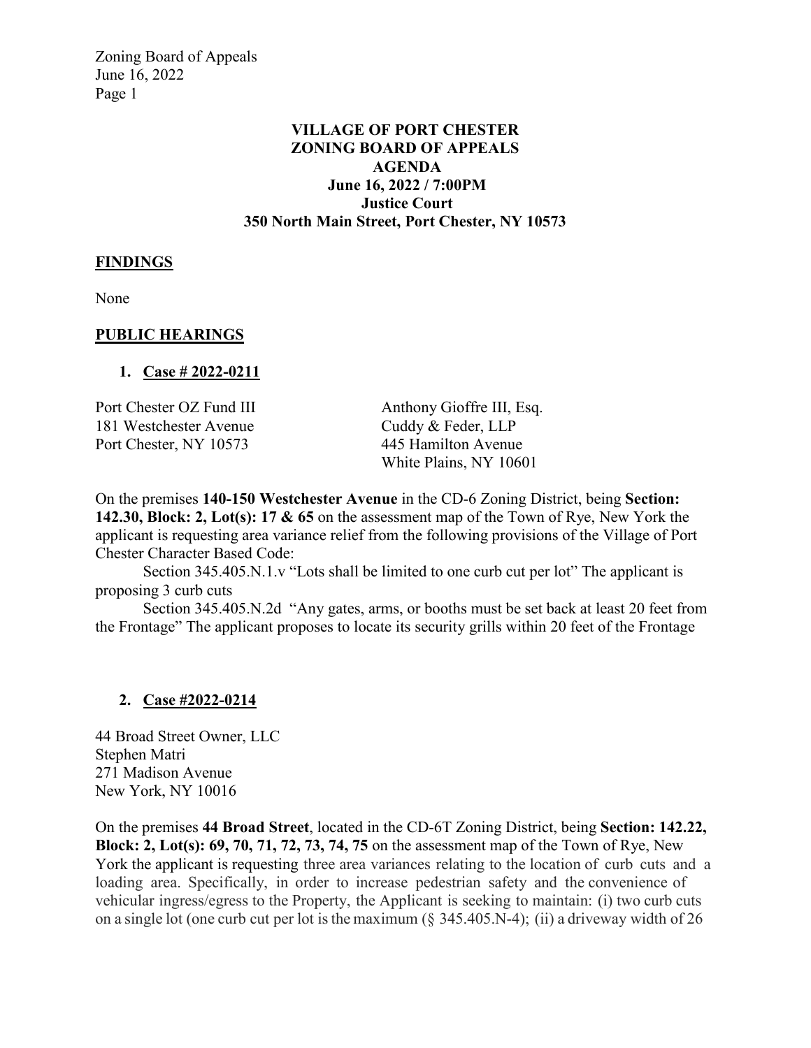**VILLAGE OF PORT CHESTER**
**ZONING BOARD OF APPEALS**
**AGENDA**
**June 16, 2022 / 7:00PM**
**Justice Court**
**350 North Main Street, Port Chester, NY 10573**

## FINDINGS

None

## PUBLIC HEARINGS

1. **Case # 2022-0211**

Port Chester OZ Fund III
181 Westchester Avenue
Port Chester, NY 10573

Anthony Gioffre III, Esq.
Cuddy & Feder, LLP
445 Hamilton Avenue
White Plains, NY 10601

On the premises **140-150 Westchester Avenue** in the CD-6 Zoning District, being **Section: 142.30, Block: 2, Lot(s): 17 & 65** on the assessment map of the Town of Rye, New York the applicant is requesting area variance relief from the following provisions of the Village of Port Chester Character Based Code:

Section 345.405.N.1.v "Lots shall be limited to one curb cut per lot" The applicant is proposing 3 curb cuts

Section 345.405.N.2d "Any gates, arms, or booths must be set back at least 20 feet from the Frontage" The applicant proposes to locate its security grills within 20 feet of the Frontage

2. **Case #2022-0214**

44 Broad Street Owner, LLC
Stephen Matri
271 Madison Avenue
New York, NY 10016

On the premises **44 Broad Street**, located in the CD-6T Zoning District, being **Section: 142.22, Block: 2, Lot(s): 69, 70, 71, 72, 73, 74, 75** on the assessment map of the Town of Rye, New York the applicant is requesting three area variances relating to the location of curb cuts and a loading area. Specifically, in order to increase pedestrian safety and the convenience of vehicular ingress/egress to the Property, the Applicant is seeking to maintain: (i) two curb cuts on a single lot (one curb cut per lot is the maximum (§ 345.405.N-4); (ii) a driveway width of 26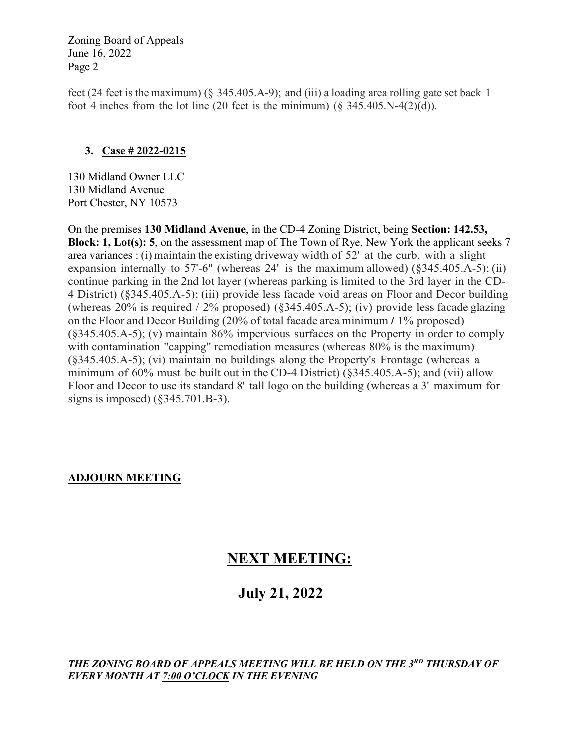feet (24 feet is the maximum) (§ 345.405.A-9); and (iii) a loading area rolling gate set back 1 foot 4 inches from the lot line (20 feet is the minimum) (§ 345.405.N-4(2)(d)).

3. **Case # 2022-0215**

130 Midland Owner LLC
130 Midland Avenue
Port Chester, NY 10573

On the premises **130 Midland Avenue**, in the CD-4 Zoning District, being **Section: 142.53, Block: 1, Lot(s): 5**, on the assessment map of The Town of Rye, New York the applicant seeks 7 area variances : (i) maintain the existing driveway width of 52' at the curb, with a slight expansion internally to 57'-6" (whereas 24' is the maximum allowed) (§345.405.A-5); (ii) continue parking in the 2nd lot layer (whereas parking is limited to the 3rd layer in the CD-4 District) (§345.405.A-5); (iii) provide less facade void areas on Floor and Decor building (whereas 20% is required / 2% proposed) (§345.405.A-5); (iv) provide less facade glazing on the Floor and Decor Building (20% of total facade area minimum *I* 1% proposed) (§345.405.A-5); (v) maintain 86% impervious surfaces on the Property in order to comply with contamination "capping" remediation measures (whereas 80% is the maximum) (§345.405.A-5); (vi) maintain no buildings along the Property's Frontage (whereas a minimum of 60% must be built out in the CD-4 District) (§345.405.A-5); and (vii) allow Floor and Decor to use its standard 8' tall logo on the building (whereas a 3' maximum for signs is imposed) (§345.701.B-3).

**ADJOURN MEETING**

## NEXT MEETING:

## July 21, 2022

***THE ZONING BOARD OF APPEALS MEETING WILL BE HELD ON THE 3RD THURSDAY OF EVERY MONTH AT 7:00 O'CLOCK IN THE EVENING***